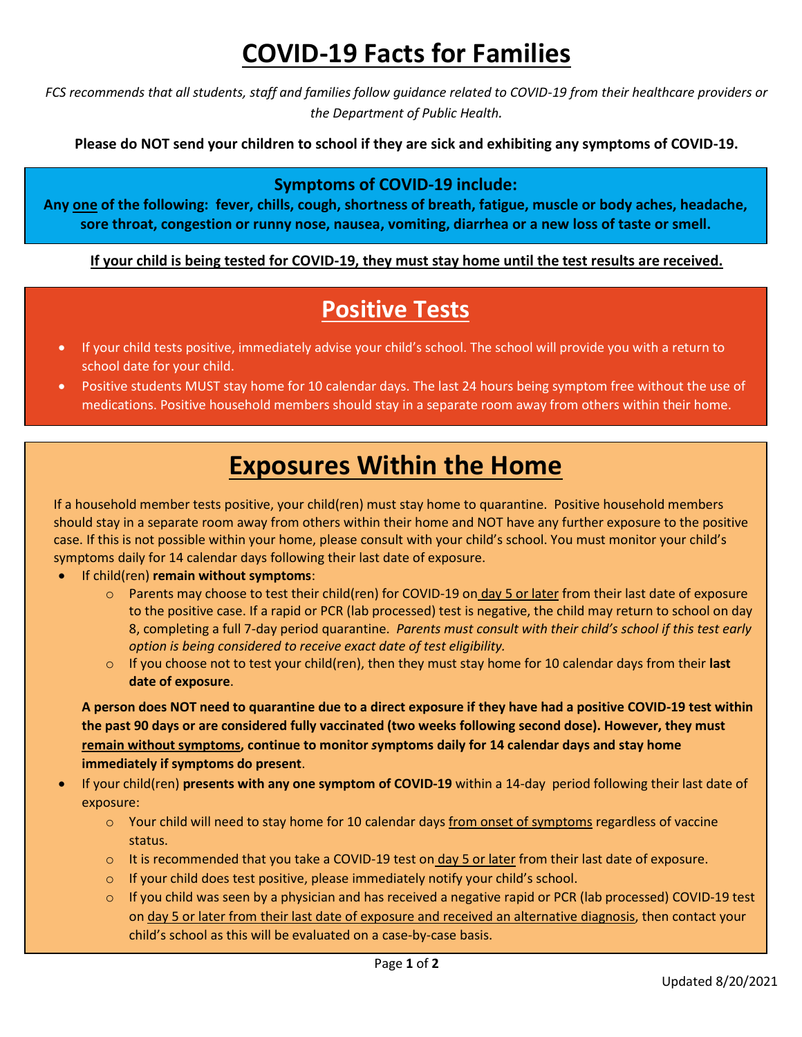# COVID-19 Facts for Families

*FCS recommends that all students, staff and families follow guidance related to COVID-19 from their healthcare providers or the Department of Public Health.*

**Please do NOT send your children to school if they are sick and exhibiting any symptoms of COVID-19.**

**Symptoms of COVID-19 include:**

**Any one of the following: fever, chills, cough, shortness of breath, fatigue, muscle or body aches, headache, sore throat, congestion or runny nose, nausea, vomiting, diarrhea or a new loss of taste or smell.**

**If your child is being tested for COVID-19, they must stay home until the test results are received.**

## Positive Tests

- If your child tests positive, immediately advise your child's school. The school will provide you with a return to school date for your child.
- Positive students MUST stay home for 10 calendar days. The last 24 hours being symptom free without the use of medications. Positive household members should stay in a separate room away from others within their home.

## Exposures Within the Home

If a household member tests positive, your child(ren) must stay home to quarantine. Positive household members should stay in a separate room away from others within their home and NOT have any further exposure to the positive case. If this is not possible within your home, please consult with your child's school. You must monitor your child's symptoms daily for 14 calendar days following their last date of exposure.

- If child(ren) **remain without symptoms**:
  - Parents may choose to test their child(ren) for COVID-19 on day 5 or later from their last date of exposure to the positive case. If a rapid or PCR (lab processed) test is negative, the child may return to school on day 8, completing a full 7-day period quarantine. *Parents must consult with their child's school if this test early option is being considered to receive exact date of test eligibility.*
  - If you choose not to test your child(ren), then they must stay home for 10 calendar days from their **last date of exposure**.

  **A person does NOT need to quarantine due to a direct exposure if they have had a positive COVID-19 test within the past 90 days or are considered fully vaccinated (two weeks following second dose). However, they must remain without symptoms, continue to monitor symptoms daily for 14 calendar days and stay home immediately if symptoms do present**.

- If your child(ren) **presents with any one symptom of COVID-19** within a 14-day period following their last date of exposure:
  - Your child will need to stay home for 10 calendar days from onset of symptoms regardless of vaccine status.
  - It is recommended that you take a COVID-19 test on day 5 or later from their last date of exposure.
  - If your child does test positive, please immediately notify your child's school.
  - If you child was seen by a physician and has received a negative rapid or PCR (lab processed) COVID-19 test on day 5 or later from their last date of exposure and received an alternative diagnosis, then contact your child's school as this will be evaluated on a case-by-case basis.

Updated 8/20/2021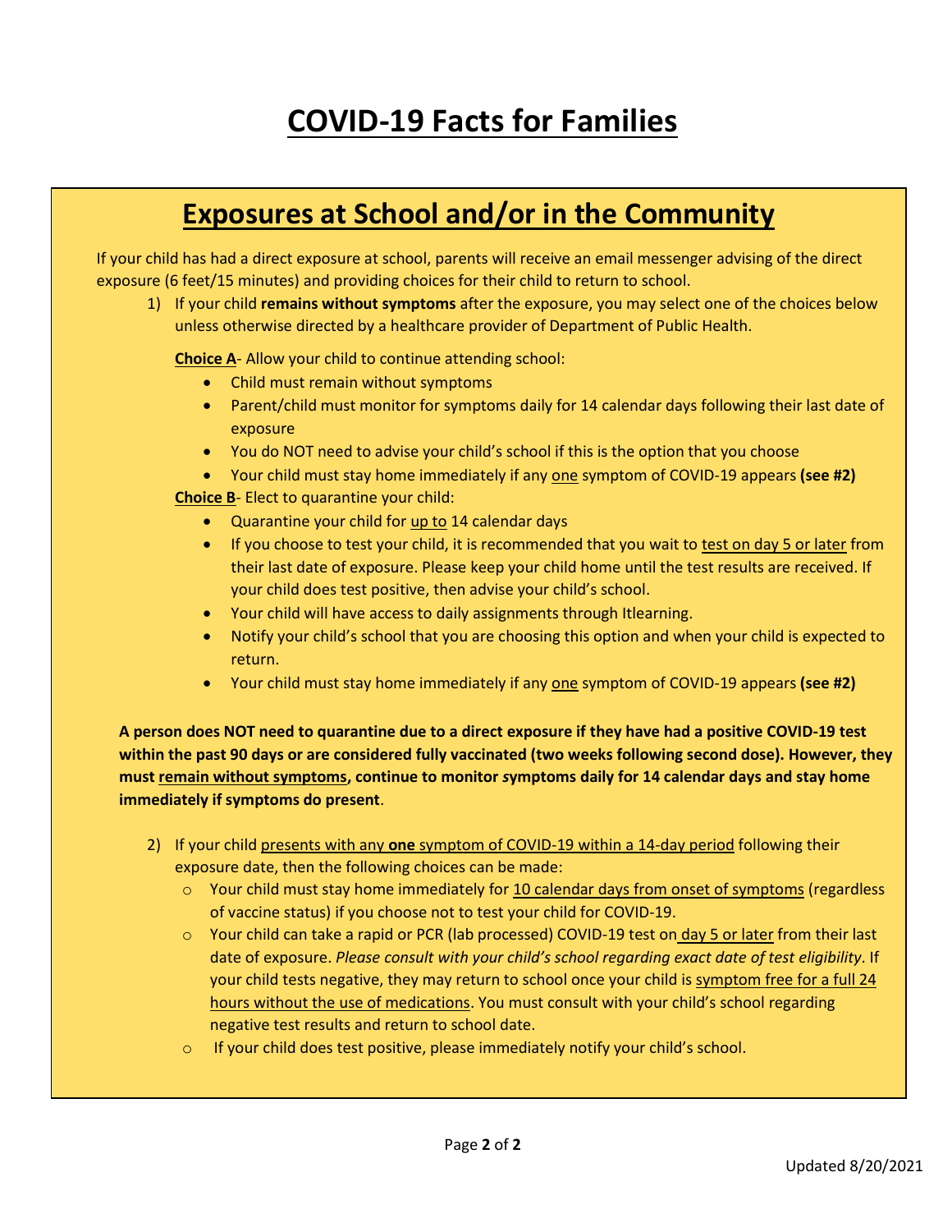# COVID-19 Facts for Families

## Exposures at School and/or in the Community

If your child has had a direct exposure at school, parents will receive an email messenger advising of the direct exposure (6 feet/15 minutes) and providing choices for their child to return to school.

1) If your child **remains without symptoms** after the exposure, you may select one of the choices below unless otherwise directed by a healthcare provider of Department of Public Health.

   **Choice A**- Allow your child to continue attending school:

   - Child must remain without symptoms
   - Parent/child must monitor for symptoms daily for 14 calendar days following their last date of exposure
   - You do NOT need to advise your child's school if this is the option that you choose
   - Your child must stay home immediately if any one symptom of COVID-19 appears **(see #2)**

   **Choice B**- Elect to quarantine your child:

   - Quarantine your child for up to 14 calendar days
   - If you choose to test your child, it is recommended that you wait to test on day 5 or later from their last date of exposure. Please keep your child home until the test results are received. If your child does test positive, then advise your child's school.
   - Your child will have access to daily assignments through Itlearning.
   - Notify your child's school that you are choosing this option and when your child is expected to return.
   - Your child must stay home immediately if any one symptom of COVID-19 appears **(see #2)**

**A person does NOT need to quarantine due to a direct exposure if they have had a positive COVID-19 test within the past 90 days or are considered fully vaccinated (two weeks following second dose). However, they must remain without symptoms, continue to monitor symptoms daily for 14 calendar days and stay home immediately if symptoms do present**.

2) If your child presents with any **one** symptom of COVID-19 within a 14-day period following their exposure date, then the following choices can be made:
   - Your child must stay home immediately for 10 calendar days from onset of symptoms (regardless of vaccine status) if you choose not to test your child for COVID-19.
   - Your child can take a rapid or PCR (lab processed) COVID-19 test on day 5 or later from their last date of exposure. *Please consult with your child's school regarding exact date of test eligibility*. If your child tests negative, they may return to school once your child is symptom free for a full 24 hours without the use of medications. You must consult with your child's school regarding negative test results and return to school date.
   - If your child does test positive, please immediately notify your child's school.

Updated 8/20/2021